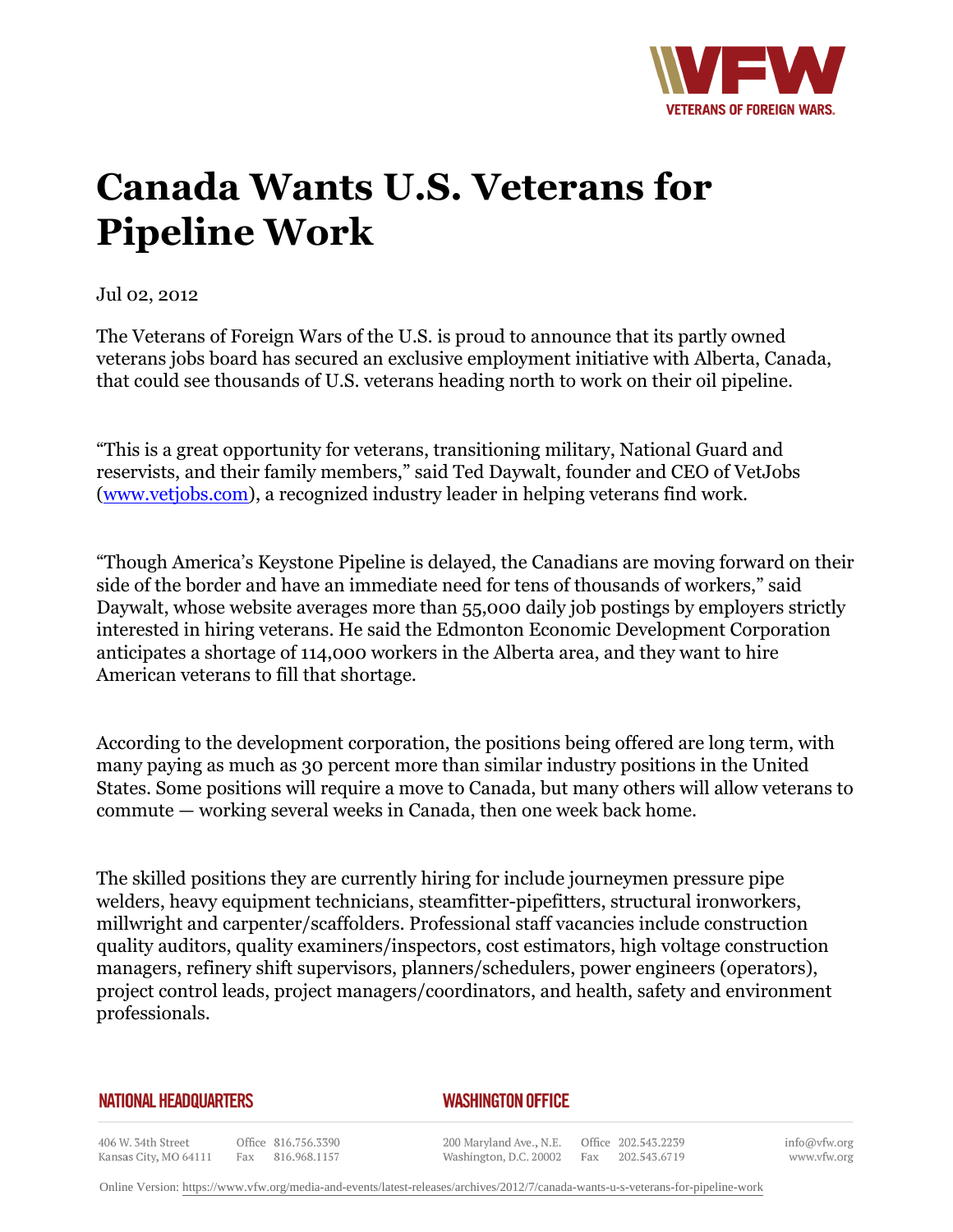# Canada Wants U.S. Veterans for Pipeline Work

Jul 02, 2012

The Veterans of Foreign Wars of the U.S. is proud to announce that its partly owned veterans jobs board has secured an exclusive employment initiative with Alberta, Canada, that could see thousands of U.S. veterans heading north to work on their oil pipeline.

"This is a great opportunity for veterans, transitioning military, National Guard and reservists, and their family members," said Ted Daywalt, founder and CEO of VetJobs (www.vetjobs.com), a recognized industry leader in helping veterans find work.

"Though America's Keystone Pipeline is delayed, the Canadians are moving forward on their side of the border and have an immediate need for tens of thousands of workers," said Daywalt, whose website averages more than 55,000 daily job postings by employers strictly interested in hiring veterans. He said the Edmonton Economic Development Corporation anticipates a shortage of 114,000 workers in the Alberta area, and they want to hire American veterans to fill that shortage.

According to the development corporation, the positions being offered are long term, with many paying as much as 30 percent more than similar industry positions in the United States. Some positions will require a move to Canada, but many others will allow veterans to commute — working several weeks in Canada, then one week back home.

The skilled positions they are currently hiring for include journeymen pressure pipe welders, heavy equipment technicians, steamfitter-pipefitters, structural ironworkers, millwright and carpenter/scaffolders. Professional staff vacancies include construction quality auditors, quality examiners/inspectors, cost estimators, high voltage construction managers, refinery shift supervisors, planners/schedulers, power engineers (operators), project control leads, project managers/coordinators, and health, safety and environment professionals.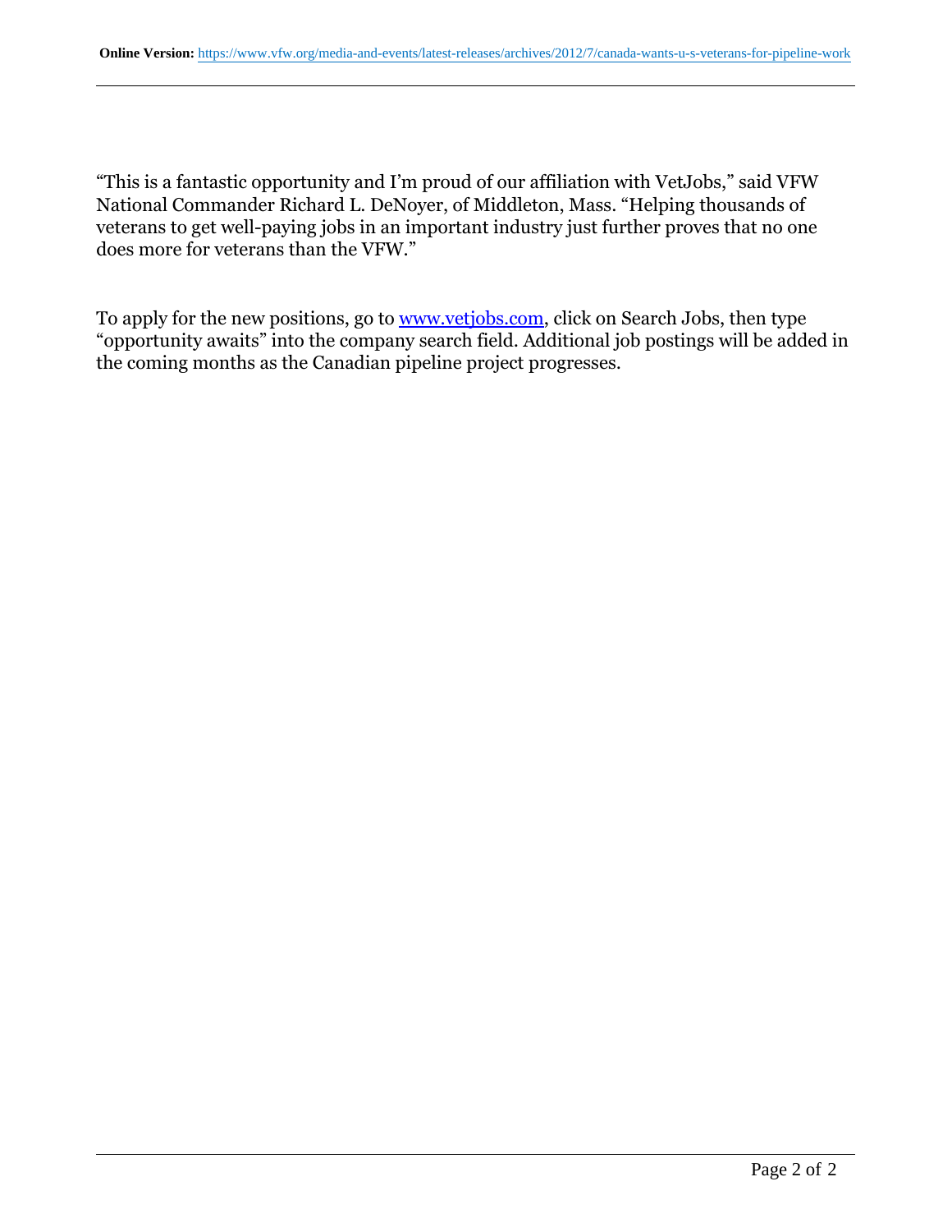“This is a fantastic opportunity and I’m proud of our affiliation with VetJobs,” said VFW National Commander Richard L. DeNoyer, of Middleton, Mass. “Helping thousands of veterans to get well-paying jobs in an important industry just further proves that no one does more for veterans than the VFW.”

To apply for the new positions, go to [www.vetjobs.com](http://www.vetjobs.com), click on Search Jobs, then type “opportunity awaits” into the company search field. Additional job postings will be added in the coming months as the Canadian pipeline project progresses.